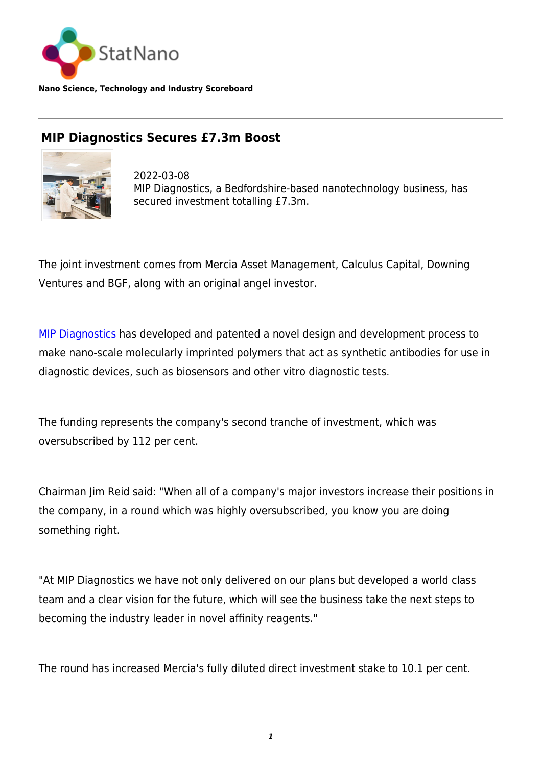StatNano

**Nano Science, Technology and Industry Scoreboard**

---

## MIP Diagnostics Secures £7.3m Boost

2022-03-08
MIP Diagnostics, a Bedfordshire-based nanotechnology business, has secured investment totalling £7.3m.

The joint investment comes from Mercia Asset Management, Calculus Capital, Downing Ventures and BGF, along with an original angel investor.

MIP Diagnostics has developed and patented a novel design and development process to make nano-scale molecularly imprinted polymers that act as synthetic antibodies for use in diagnostic devices, such as biosensors and other vitro diagnostic tests.

The funding represents the company's second tranche of investment, which was oversubscribed by 112 per cent.

Chairman Jim Reid said: "When all of a company's major investors increase their positions in the company, in a round which was highly oversubscribed, you know you are doing something right.

"At MIP Diagnostics we have not only delivered on our plans but developed a world class team and a clear vision for the future, which will see the business take the next steps to becoming the industry leader in novel affinity reagents."

The round has increased Mercia's fully diluted direct investment stake to 10.1 per cent.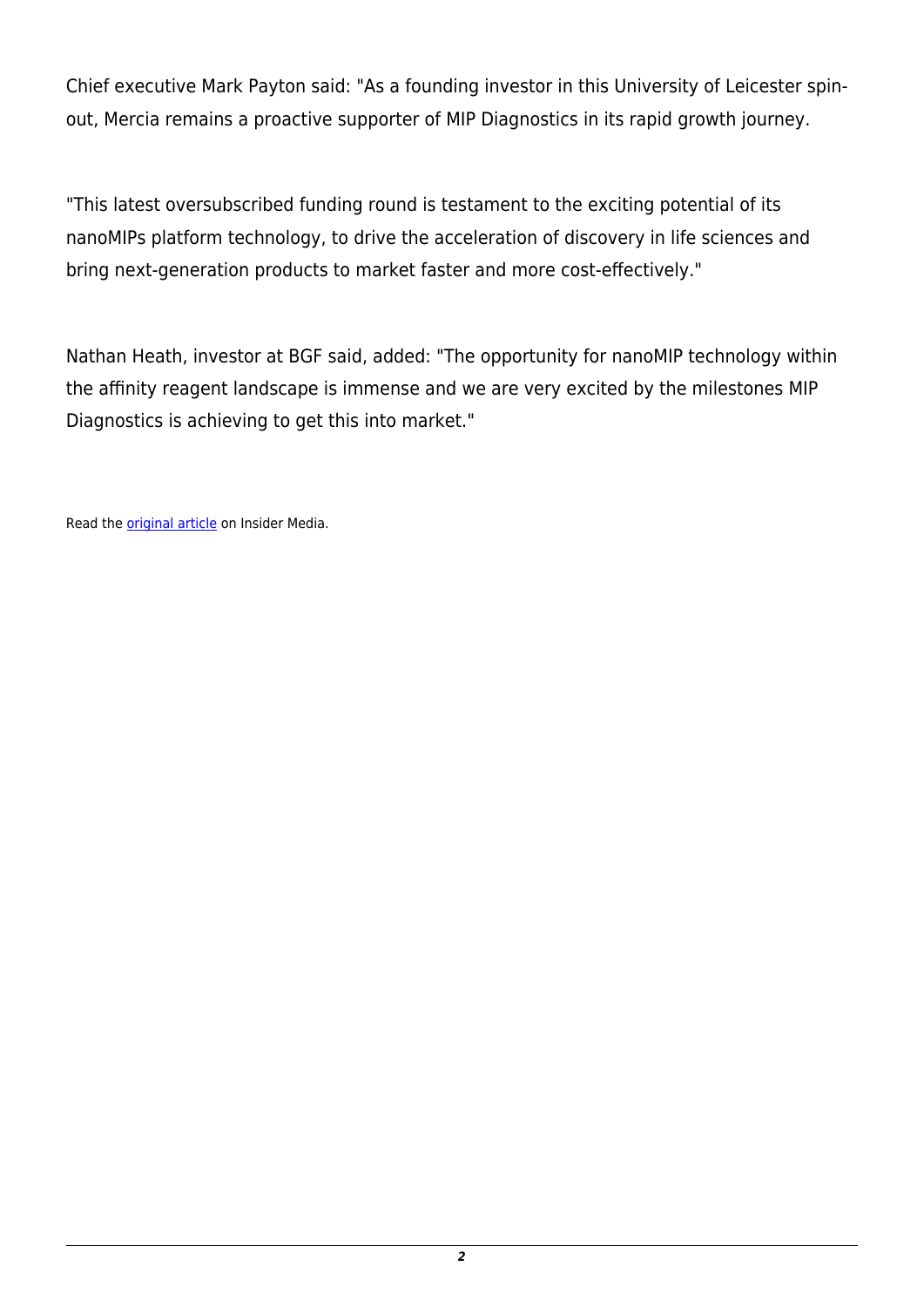Chief executive Mark Payton said: "As a founding investor in this University of Leicester spin-out, Mercia remains a proactive supporter of MIP Diagnostics in its rapid growth journey.

"This latest oversubscribed funding round is testament to the exciting potential of its nanoMIPs platform technology, to drive the acceleration of discovery in life sciences and bring next-generation products to market faster and more cost-effectively."

Nathan Heath, investor at BGF said, added: "The opportunity for nanoMIP technology within the affinity reagent landscape is immense and we are very excited by the milestones MIP Diagnostics is achieving to get this into market."

Read the [original article] on Insider Media.